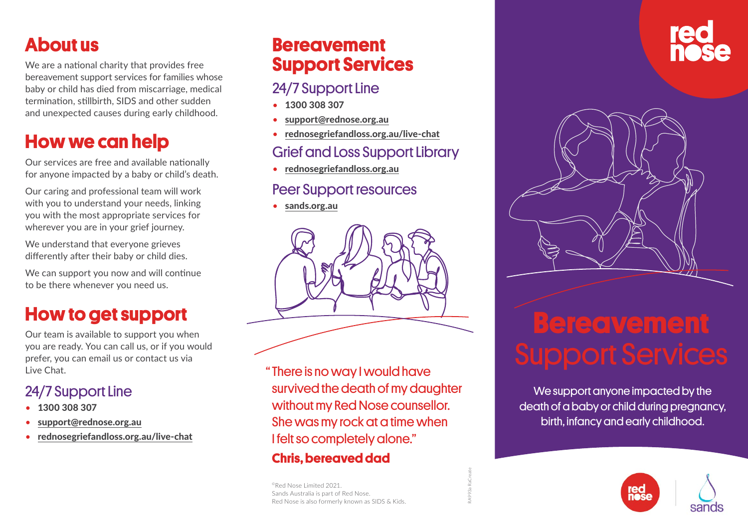## About us

We are a national charity that provides free bereavement support services for families whose baby or child has died from miscarriage, medical termination, stillbirth, SIDS and other sudden and unexpected causes during early childhood.

## How we can help

Our services are free and available nationally for anyone impacted by a baby or child's death.

Our caring and professional team will work with you to understand your needs, linking you with the most appropriate services for wherever you are in your grief journey.

We understand that everyone grieves differently after their baby or child dies.

We can support you now and will continue to be there whenever you need us.

## How to get support

Our team is available to support you when you are ready. You can call us, or if you would prefer, you can email us or contact us via Live Chat.

### 24/7 Support Line

- **1300 308 307**
- **support@rednose.org.au**
- **rednosegriefandloss.org.au/live-chat**

## Bereavement Support Services

### 24/7 Support Line

- **1300 308 307**
- **support@rednose.org.au**
- **rednosegriefandloss.org.au/live-chat**

### Grief and Loss Support Library

- **rednosegriefandloss.org.au**

### Peer Support resources

- **sands.org.au**

"There is no way I would have survived the death of my daughter without my Red Nose counsellor. She was my rock at a time when I felt so completely alone."

**Chris, bereaved dad**

©Red Nose Limited 2021.
Sands Australia is part of Red Nose.
Red Nose is also formerly known as SIDS & Kids.

RAY93a RaCreate

red nose

# Bereavement Support Services

We support anyone impacted by the death of a baby or child during pregnancy, birth, infancy and early childhood.

red nose | sands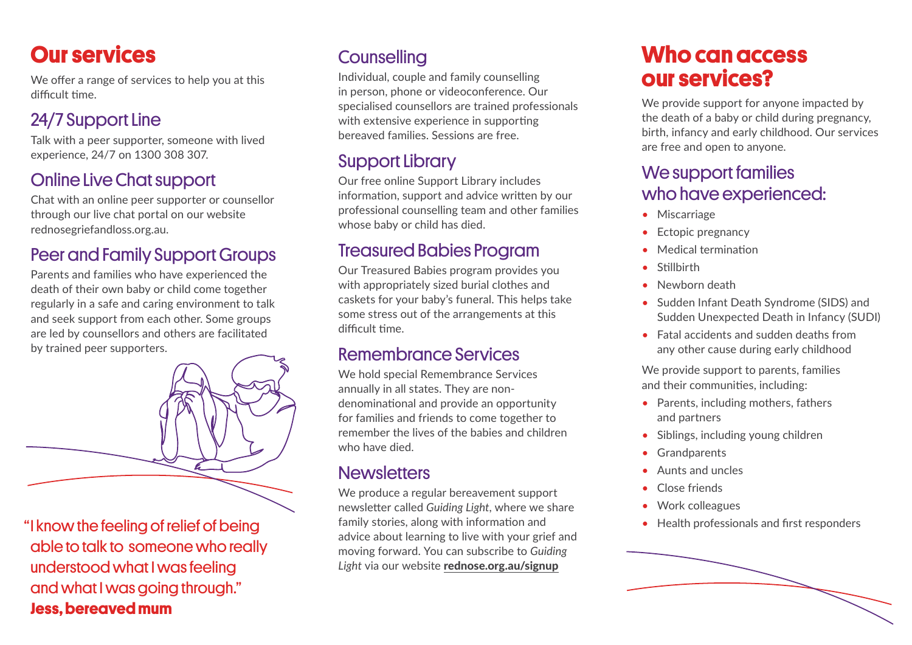# Our services

We offer a range of services to help you at this difficult time.

## 24/7 Support Line

Talk with a peer supporter, someone with lived experience, 24/7 on 1300 308 307.

## Online Live Chat support

Chat with an online peer supporter or counsellor through our live chat portal on our website rednosegriefandloss.org.au.

## Peer and Family Support Groups

Parents and families who have experienced the death of their own baby or child come together regularly in a safe and caring environment to talk and seek support from each other. Some groups are led by counsellors and others are facilitated by trained peer supporters.

"I know the feeling of relief of being able to talk to someone who really understood what I was feeling and what I was going through."
**Jess, bereaved mum**

## Counselling

Individual, couple and family counselling in person, phone or videoconference. Our specialised counsellors are trained professionals with extensive experience in supporting bereaved families. Sessions are free.

## Support Library

Our free online Support Library includes information, support and advice written by our professional counselling team and other families whose baby or child has died.

## Treasured Babies Program

Our Treasured Babies program provides you with appropriately sized burial clothes and caskets for your baby's funeral. This helps take some stress out of the arrangements at this difficult time.

## Remembrance Services

We hold special Remembrance Services annually in all states. They are non-denominational and provide an opportunity for families and friends to come together to remember the lives of the babies and children who have died.

## Newsletters

We produce a regular bereavement support newsletter called *Guiding Light*, where we share family stories, along with information and advice about learning to live with your grief and moving forward. You can subscribe to *Guiding Light* via our website **rednose.org.au/signup**

# Who can access our services?

We provide support for anyone impacted by the death of a baby or child during pregnancy, birth, infancy and early childhood. Our services are free and open to anyone.

## We support families who have experienced:

- Miscarriage
- Ectopic pregnancy
- Medical termination
- Stillbirth
- Newborn death
- Sudden Infant Death Syndrome (SIDS) and Sudden Unexpected Death in Infancy (SUDI)
- Fatal accidents and sudden deaths from any other cause during early childhood

We provide support to parents, families and their communities, including:

- Parents, including mothers, fathers and partners
- Siblings, including young children
- Grandparents
- Aunts and uncles
- Close friends
- Work colleagues
- Health professionals and first responders